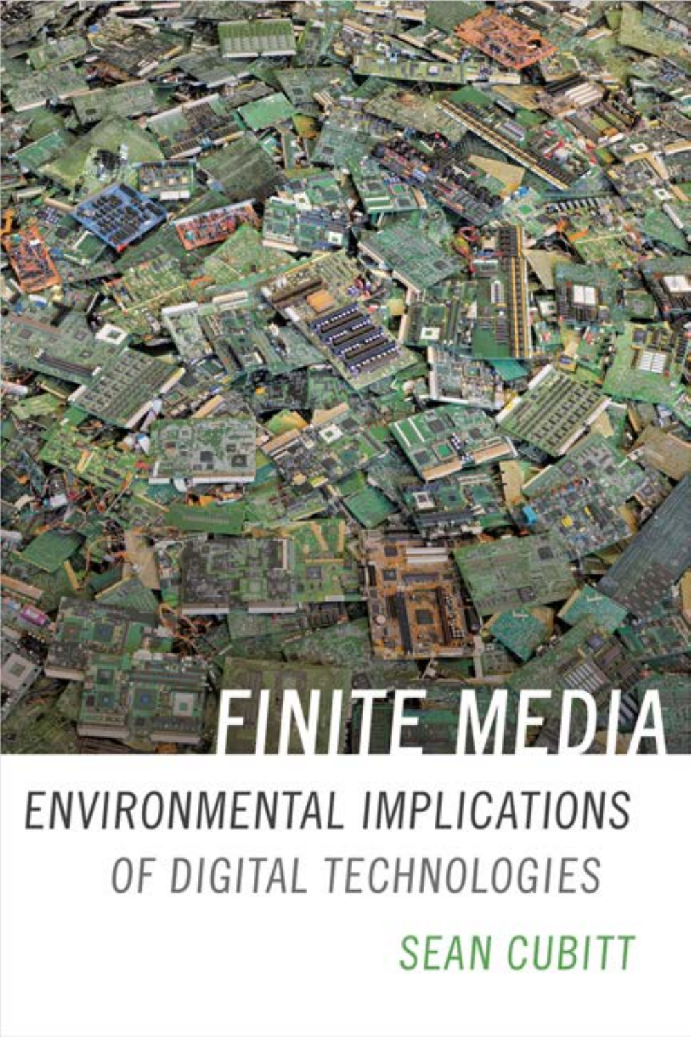# FINITE MEDIA

## ENVIRONMENTAL IMPLICATIONS OF DIGITAL TECHNOLOGIES

SEAN CUBITT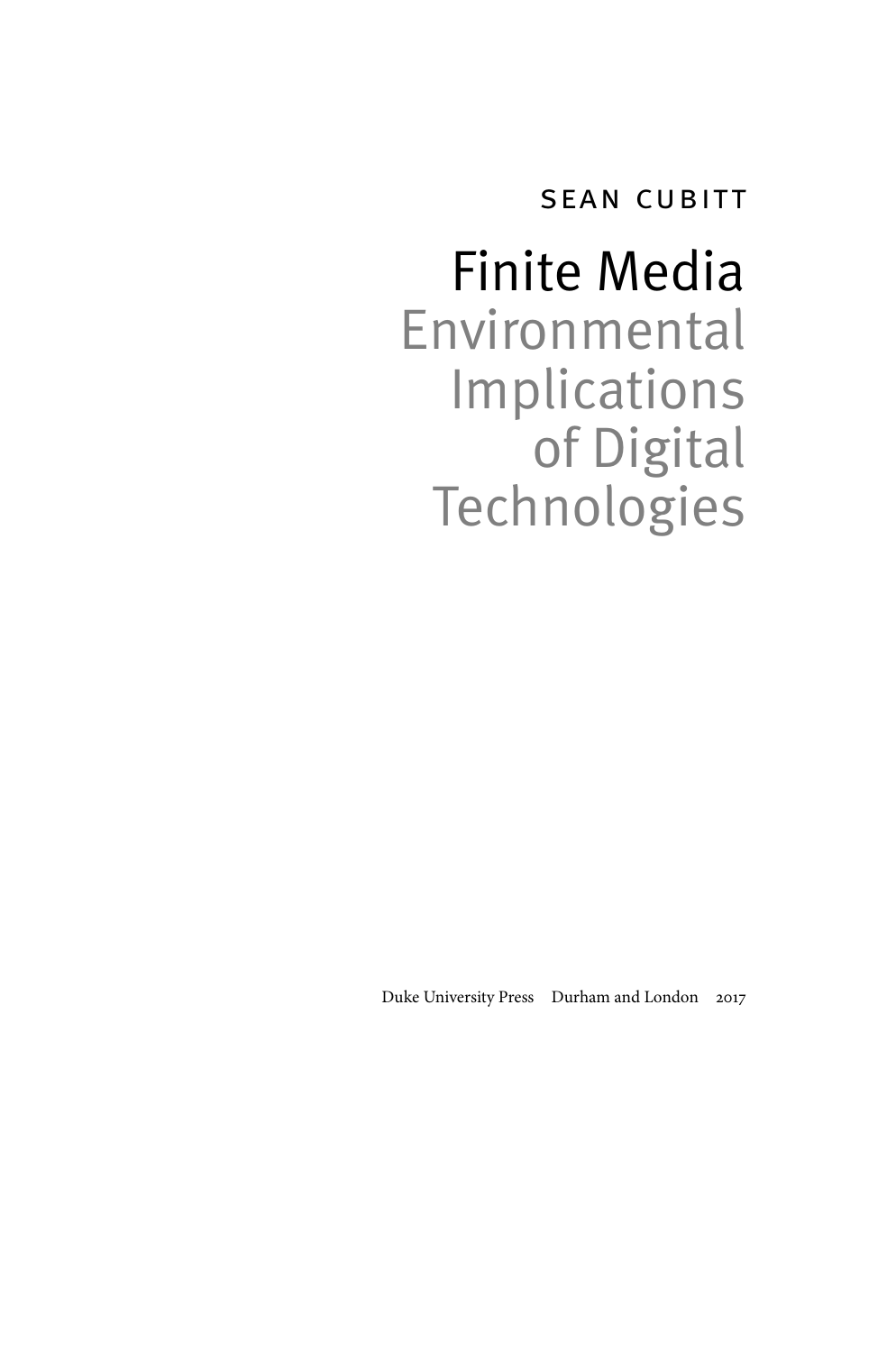SEAN CUBITT

# Finite Media

## Environmental Implications of Digital Technologies

Duke University Press Durham and London 2017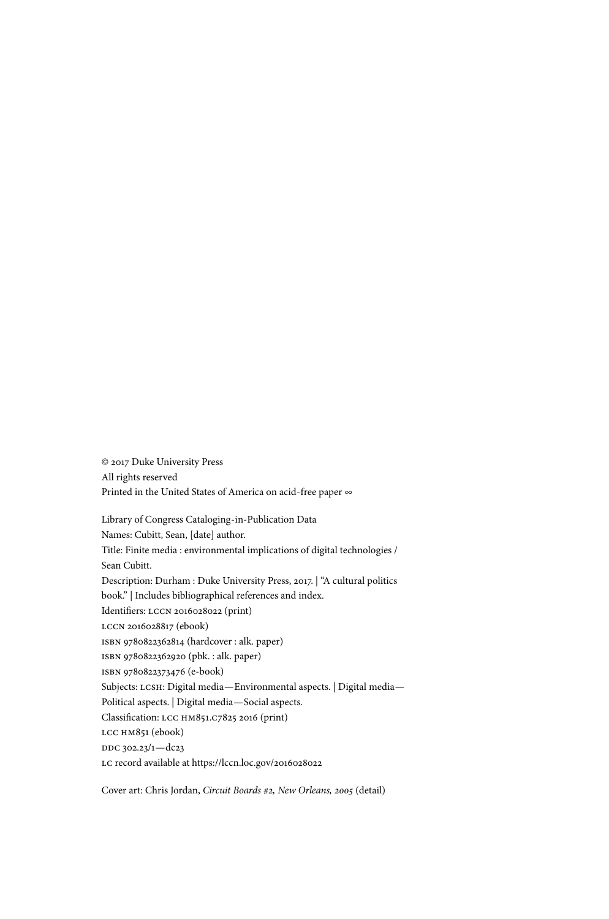© 2017 Duke University Press
All rights reserved
Printed in the United States of America on acid-free paper ∞

Library of Congress Cataloging-in-Publication Data
Names: Cubitt, Sean, [date] author.
Title: Finite media : environmental implications of digital technologies / Sean Cubitt.
Description: Durham : Duke University Press, 2017. | "A cultural politics book." | Includes bibliographical references and index.
Identifiers: LCCN 2016028022 (print)
LCCN 2016028817 (ebook)
ISBN 9780822362814 (hardcover : alk. paper)
ISBN 9780822362920 (pbk. : alk. paper)
ISBN 9780822373476 (e-book)
Subjects: LCSH: Digital media—Environmental aspects. | Digital media—Political aspects. | Digital media—Social aspects.
Classification: LCC HM851.C7825 2016 (print)
LCC HM851 (ebook)
DDC 302.23/1—dc23
LC record available at https://lccn.loc.gov/2016028022

Cover art: Chris Jordan, *Circuit Boards #2, New Orleans, 2005* (detail)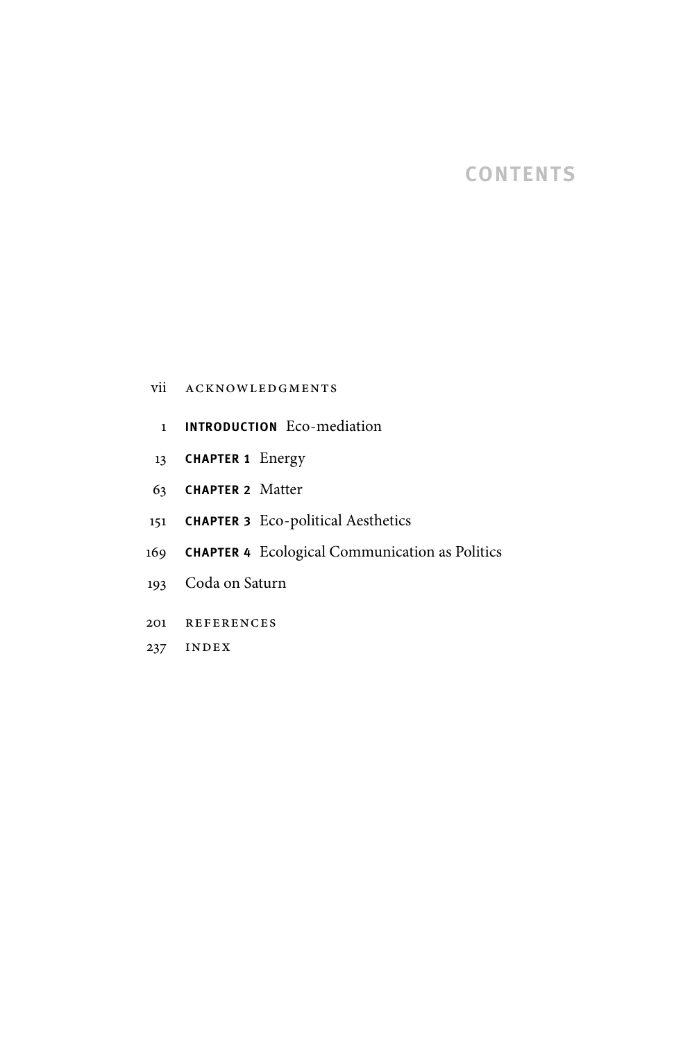# CONTENTS

vii ACKNOWLEDGMENTS

1 **INTRODUCTION** Eco-mediation

13 **CHAPTER 1** Energy

63 **CHAPTER 2** Matter

151 **CHAPTER 3** Eco-political Aesthetics

169 **CHAPTER 4** Ecological Communication as Politics

193 Coda on Saturn

201 REFERENCES

237 INDEX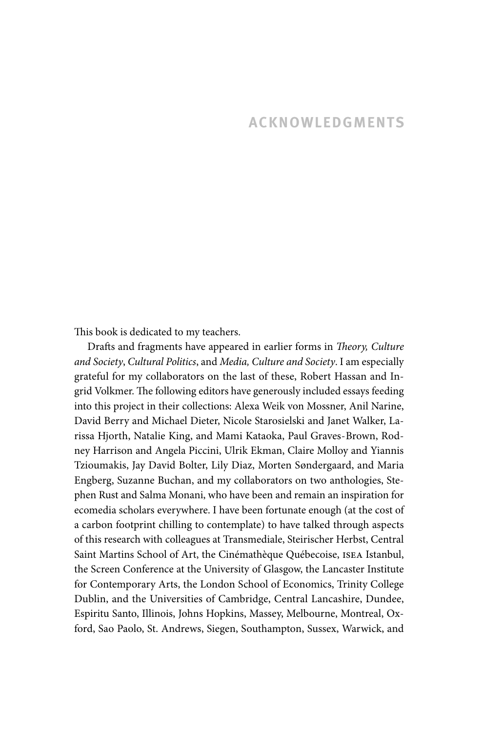# ACKNOWLEDGMENTS

This book is dedicated to my teachers.

Drafts and fragments have appeared in earlier forms in *Theory, Culture and Society*, *Cultural Politics*, and *Media, Culture and Society*. I am especially grateful for my collaborators on the last of these, Robert Hassan and Ingrid Volkmer. The following editors have generously included essays feeding into this project in their collections: Alexa Weik von Mossner, Anil Narine, David Berry and Michael Dieter, Nicole Starosielski and Janet Walker, Larissa Hjorth, Natalie King, and Mami Kataoka, Paul Graves-Brown, Rodney Harrison and Angela Piccini, Ulrik Ekman, Claire Molloy and Yiannis Tzioumakis, Jay David Bolter, Lily Diaz, Morten Søndergaard, and Maria Engberg, Suzanne Buchan, and my collaborators on two anthologies, Stephen Rust and Salma Monani, who have been and remain an inspiration for ecomedia scholars everywhere. I have been fortunate enough (at the cost of a carbon footprint chilling to contemplate) to have talked through aspects of this research with colleagues at Transmediale, Steirischer Herbst, Central Saint Martins School of Art, the Cinémathèque Québecoise, ISEA Istanbul, the Screen Conference at the University of Glasgow, the Lancaster Institute for Contemporary Arts, the London School of Economics, Trinity College Dublin, and the Universities of Cambridge, Central Lancashire, Dundee, Espiritu Santo, Illinois, Johns Hopkins, Massey, Melbourne, Montreal, Oxford, Sao Paolo, St. Andrews, Siegen, Southampton, Sussex, Warwick, and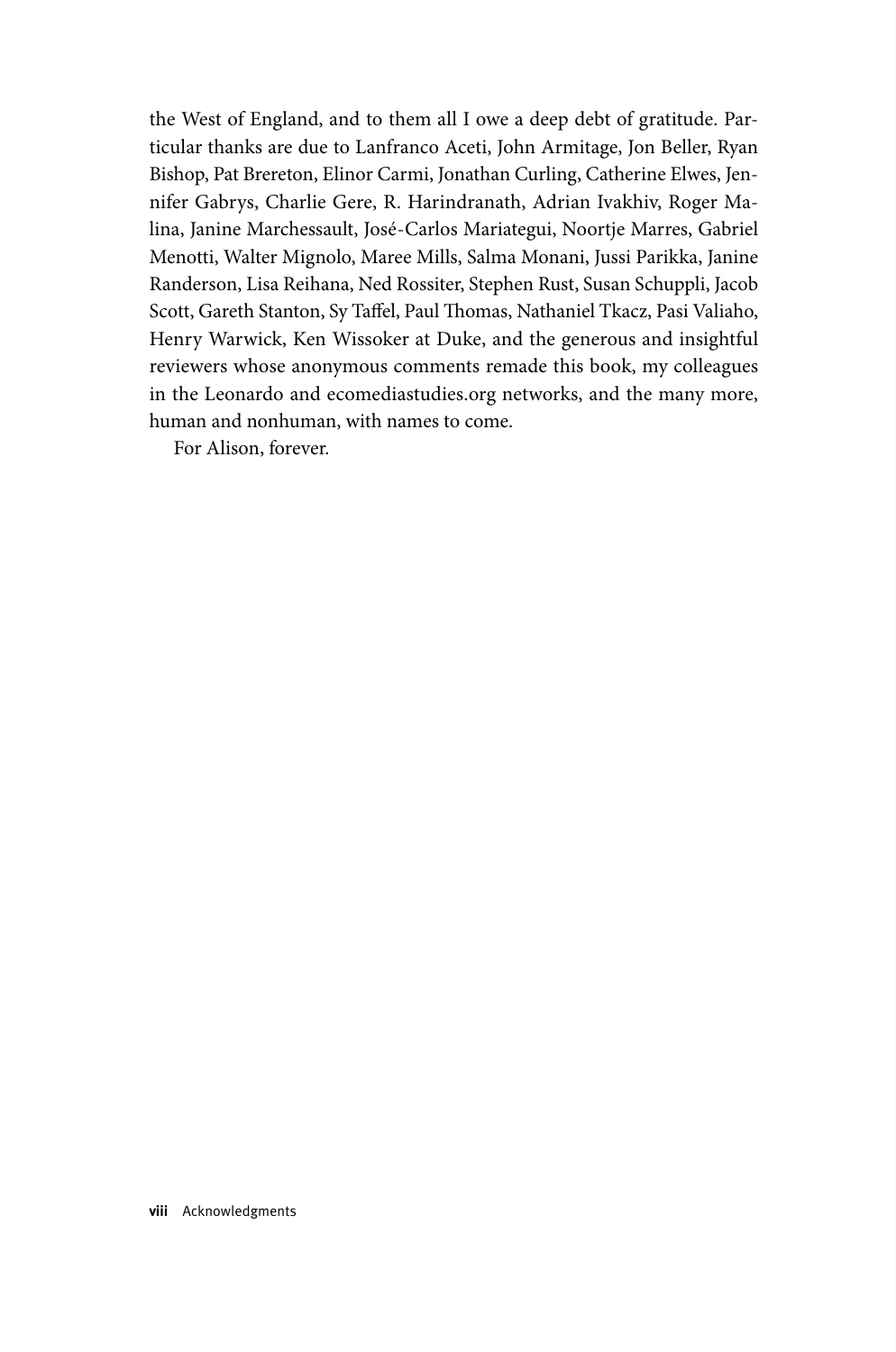the West of England, and to them all I owe a deep debt of gratitude. Particular thanks are due to Lanfranco Aceti, John Armitage, Jon Beller, Ryan Bishop, Pat Brereton, Elinor Carmi, Jonathan Curling, Catherine Elwes, Jennifer Gabrys, Charlie Gere, R. Harindranath, Adrian Ivakhiv, Roger Malina, Janine Marchessault, José-Carlos Mariategui, Noortje Marres, Gabriel Menotti, Walter Mignolo, Maree Mills, Salma Monani, Jussi Parikka, Janine Randerson, Lisa Reihana, Ned Rossiter, Stephen Rust, Susan Schuppli, Jacob Scott, Gareth Stanton, Sy Taffel, Paul Thomas, Nathaniel Tkacz, Pasi Valiaho, Henry Warwick, Ken Wissoker at Duke, and the generous and insightful reviewers whose anonymous comments remade this book, my colleagues in the Leonardo and ecomediastudies.org networks, and the many more, human and nonhuman, with names to come.

For Alison, forever.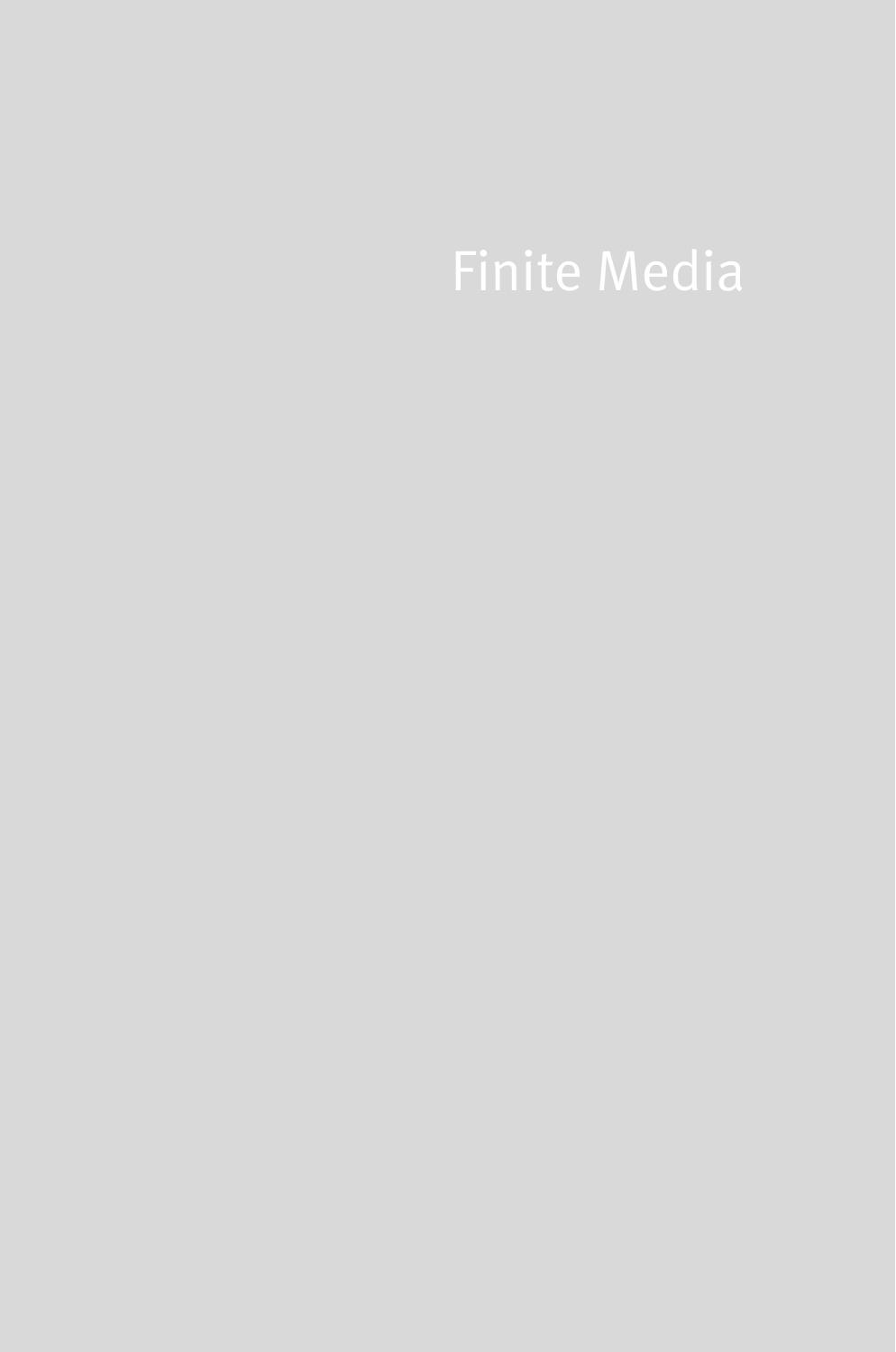# Finite Media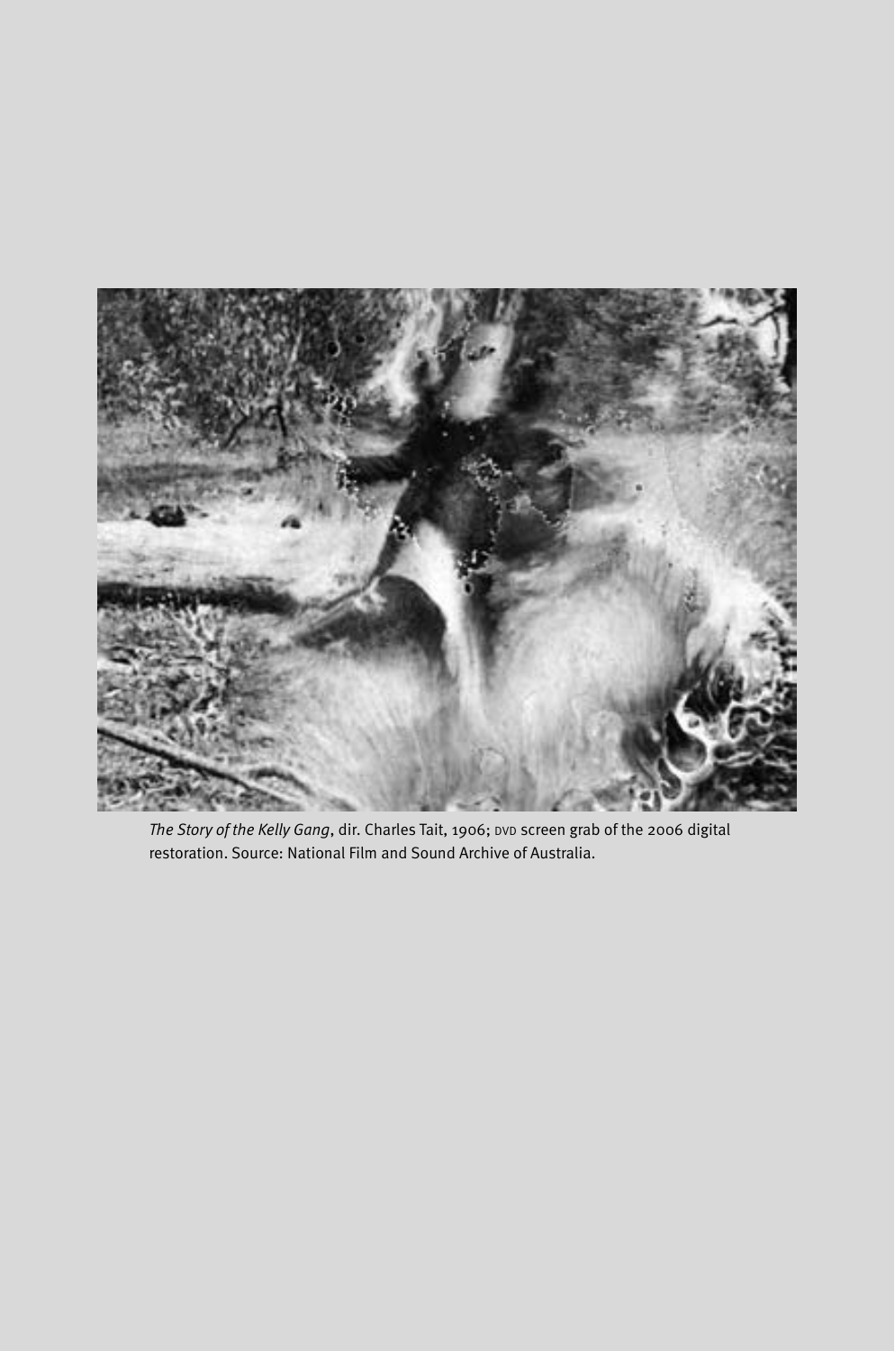*The Story of the Kelly Gang*, dir. Charles Tait, 1906; DVD screen grab of the 2006 digital restoration. Source: National Film and Sound Archive of Australia.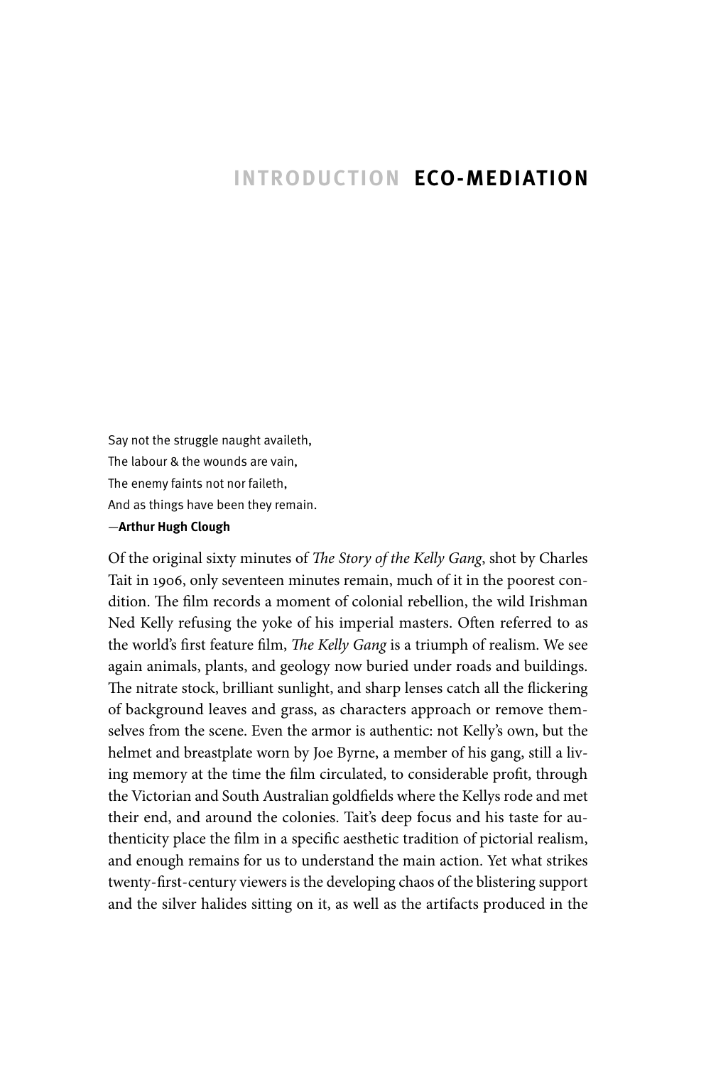# INTRODUCTION ECO-MEDIATION

Say not the struggle naught availeth,  
The labour & the wounds are vain,  
The enemy faints not nor faileth,  
And as things have been they remain.  
—**Arthur Hugh Clough**

Of the original sixty minutes of *The Story of the Kelly Gang*, shot by Charles Tait in 1906, only seventeen minutes remain, much of it in the poorest condition. The film records a moment of colonial rebellion, the wild Irishman Ned Kelly refusing the yoke of his imperial masters. Often referred to as the world's first feature film, *The Kelly Gang* is a triumph of realism. We see again animals, plants, and geology now buried under roads and buildings. The nitrate stock, brilliant sunlight, and sharp lenses catch all the flickering of background leaves and grass, as characters approach or remove themselves from the scene. Even the armor is authentic: not Kelly's own, but the helmet and breastplate worn by Joe Byrne, a member of his gang, still a living memory at the time the film circulated, to considerable profit, through the Victorian and South Australian goldfields where the Kellys rode and met their end, and around the colonies. Tait's deep focus and his taste for authenticity place the film in a specific aesthetic tradition of pictorial realism, and enough remains for us to understand the main action. Yet what strikes twenty-first-century viewers is the developing chaos of the blistering support and the silver halides sitting on it, as well as the artifacts produced in the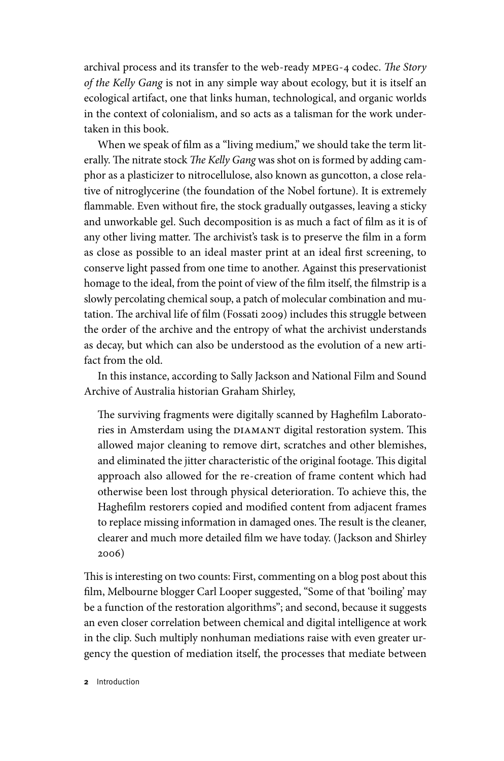archival process and its transfer to the web-ready MPEG-4 codec. *The Story of the Kelly Gang* is not in any simple way about ecology, but it is itself an ecological artifact, one that links human, technological, and organic worlds in the context of colonialism, and so acts as a talisman for the work undertaken in this book.

When we speak of film as a "living medium," we should take the term literally. The nitrate stock *The Kelly Gang* was shot on is formed by adding camphor as a plasticizer to nitrocellulose, also known as guncotton, a close relative of nitroglycerine (the foundation of the Nobel fortune). It is extremely flammable. Even without fire, the stock gradually outgasses, leaving a sticky and unworkable gel. Such decomposition is as much a fact of film as it is of any other living matter. The archivist's task is to preserve the film in a form as close as possible to an ideal master print at an ideal first screening, to conserve light passed from one time to another. Against this preservationist homage to the ideal, from the point of view of the film itself, the filmstrip is a slowly percolating chemical soup, a patch of molecular combination and mutation. The archival life of film (Fossati 2009) includes this struggle between the order of the archive and the entropy of what the archivist understands as decay, but which can also be understood as the evolution of a new artifact from the old.

In this instance, according to Sally Jackson and National Film and Sound Archive of Australia historian Graham Shirley,

> The surviving fragments were digitally scanned by Haghefilm Laboratories in Amsterdam using the DIAMANT digital restoration system. This allowed major cleaning to remove dirt, scratches and other blemishes, and eliminated the jitter characteristic of the original footage. This digital approach also allowed for the re-creation of frame content which had otherwise been lost through physical deterioration. To achieve this, the Haghefilm restorers copied and modified content from adjacent frames to replace missing information in damaged ones. The result is the cleaner, clearer and much more detailed film we have today. (Jackson and Shirley 2006)

This is interesting on two counts: First, commenting on a blog post about this film, Melbourne blogger Carl Looper suggested, "Some of that 'boiling' may be a function of the restoration algorithms"; and second, because it suggests an even closer correlation between chemical and digital intelligence at work in the clip. Such multiply nonhuman mediations raise with even greater urgency the question of mediation itself, the processes that mediate between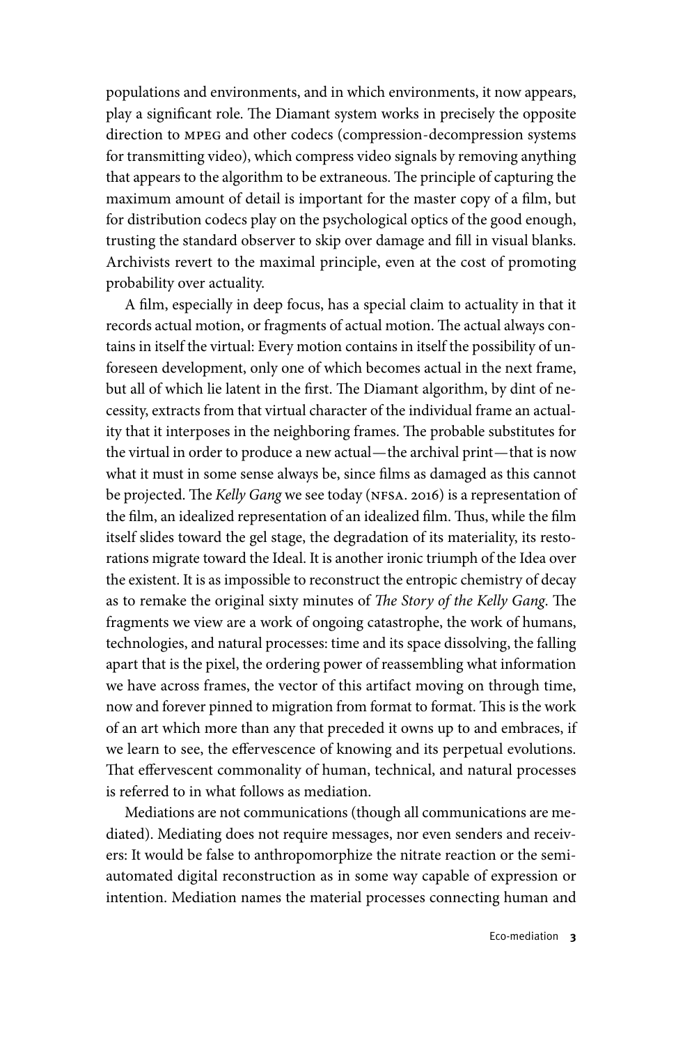populations and environments, and in which environments, it now appears, play a significant role. The Diamant system works in precisely the opposite direction to MPEG and other codecs (compression-decompression systems for transmitting video), which compress video signals by removing anything that appears to the algorithm to be extraneous. The principle of capturing the maximum amount of detail is important for the master copy of a film, but for distribution codecs play on the psychological optics of the good enough, trusting the standard observer to skip over damage and fill in visual blanks. Archivists revert to the maximal principle, even at the cost of promoting probability over actuality.

A film, especially in deep focus, has a special claim to actuality in that it records actual motion, or fragments of actual motion. The actual always contains in itself the virtual: Every motion contains in itself the possibility of unforeseen development, only one of which becomes actual in the next frame, but all of which lie latent in the first. The Diamant algorithm, by dint of necessity, extracts from that virtual character of the individual frame an actuality that it interposes in the neighboring frames. The probable substitutes for the virtual in order to produce a new actual—the archival print—that is now what it must in some sense always be, since films as damaged as this cannot be projected. The *Kelly Gang* we see today (NFSA. 2016) is a representation of the film, an idealized representation of an idealized film. Thus, while the film itself slides toward the gel stage, the degradation of its materiality, its restorations migrate toward the Ideal. It is another ironic triumph of the Idea over the existent. It is as impossible to reconstruct the entropic chemistry of decay as to remake the original sixty minutes of *The Story of the Kelly Gang*. The fragments we view are a work of ongoing catastrophe, the work of humans, technologies, and natural processes: time and its space dissolving, the falling apart that is the pixel, the ordering power of reassembling what information we have across frames, the vector of this artifact moving on through time, now and forever pinned to migration from format to format. This is the work of an art which more than any that preceded it owns up to and embraces, if we learn to see, the effervescence of knowing and its perpetual evolutions. That effervescent commonality of human, technical, and natural processes is referred to in what follows as mediation.

Mediations are not communications (though all communications are mediated). Mediating does not require messages, nor even senders and receivers: It would be false to anthropomorphize the nitrate reaction or the semi-automated digital reconstruction as in some way capable of expression or intention. Mediation names the material processes connecting human and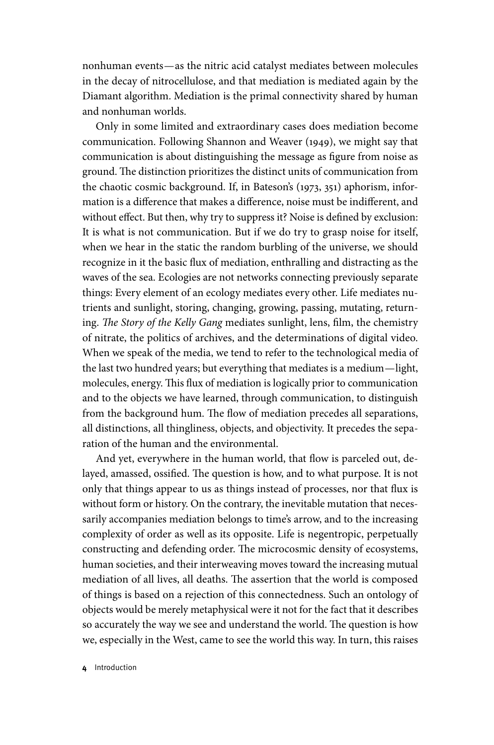nonhuman events—as the nitric acid catalyst mediates between molecules in the decay of nitrocellulose, and that mediation is mediated again by the Diamant algorithm. Mediation is the primal connectivity shared by human and nonhuman worlds.

Only in some limited and extraordinary cases does mediation become communication. Following Shannon and Weaver (1949), we might say that communication is about distinguishing the message as figure from noise as ground. The distinction prioritizes the distinct units of communication from the chaotic cosmic background. If, in Bateson's (1973, 351) aphorism, information is a difference that makes a difference, noise must be indifferent, and without effect. But then, why try to suppress it? Noise is defined by exclusion: It is what is not communication. But if we do try to grasp noise for itself, when we hear in the static the random burbling of the universe, we should recognize in it the basic flux of mediation, enthralling and distracting as the waves of the sea. Ecologies are not networks connecting previously separate things: Every element of an ecology mediates every other. Life mediates nutrients and sunlight, storing, changing, growing, passing, mutating, returning. *The Story of the Kelly Gang* mediates sunlight, lens, film, the chemistry of nitrate, the politics of archives, and the determinations of digital video. When we speak of the media, we tend to refer to the technological media of the last two hundred years; but everything that mediates is a medium—light, molecules, energy. This flux of mediation is logically prior to communication and to the objects we have learned, through communication, to distinguish from the background hum. The flow of mediation precedes all separations, all distinctions, all thingliness, objects, and objectivity. It precedes the separation of the human and the environmental.

And yet, everywhere in the human world, that flow is parceled out, delayed, amassed, ossified. The question is how, and to what purpose. It is not only that things appear to us as things instead of processes, nor that flux is without form or history. On the contrary, the inevitable mutation that necessarily accompanies mediation belongs to time's arrow, and to the increasing complexity of order as well as its opposite. Life is negentropic, perpetually constructing and defending order. The microcosmic density of ecosystems, human societies, and their interweaving moves toward the increasing mutual mediation of all lives, all deaths. The assertion that the world is composed of things is based on a rejection of this connectedness. Such an ontology of objects would be merely metaphysical were it not for the fact that it describes so accurately the way we see and understand the world. The question is how we, especially in the West, came to see the world this way. In turn, this raises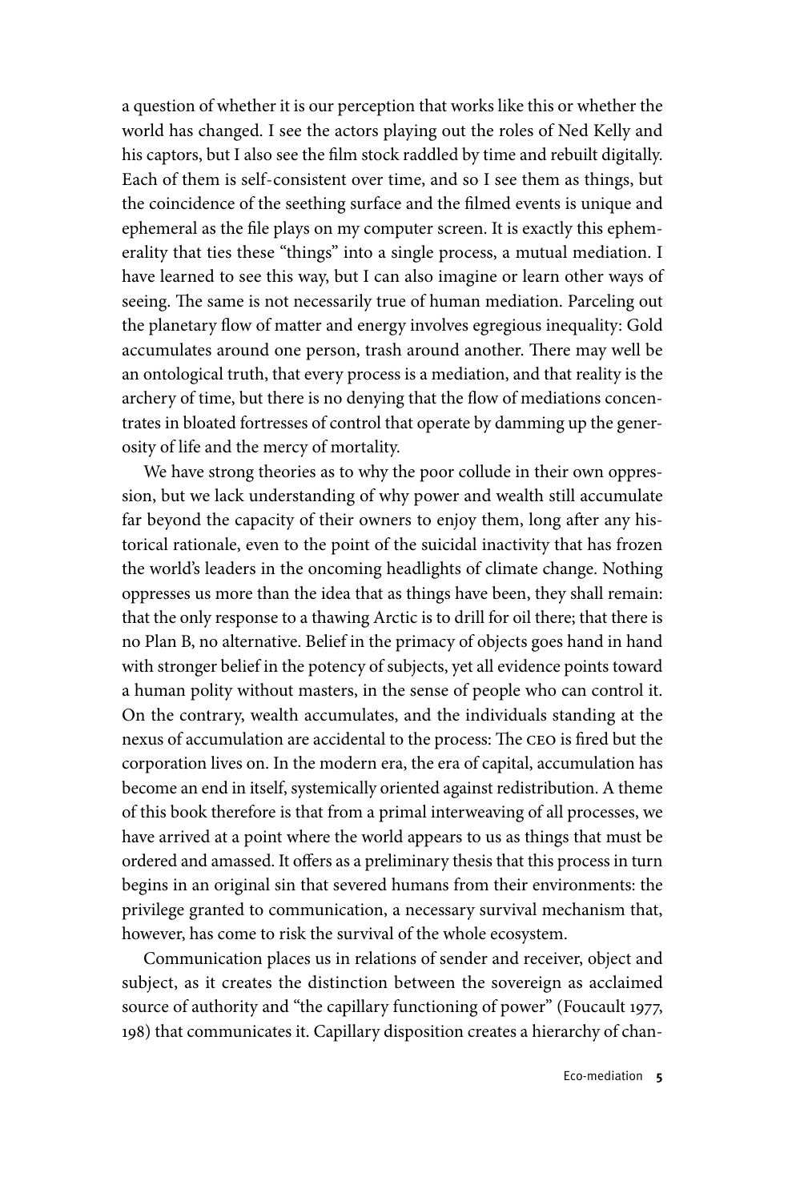a question of whether it is our perception that works like this or whether the world has changed. I see the actors playing out the roles of Ned Kelly and his captors, but I also see the film stock raddled by time and rebuilt digitally. Each of them is self-consistent over time, and so I see them as things, but the coincidence of the seething surface and the filmed events is unique and ephemeral as the file plays on my computer screen. It is exactly this ephemerality that ties these "things" into a single process, a mutual mediation. I have learned to see this way, but I can also imagine or learn other ways of seeing. The same is not necessarily true of human mediation. Parceling out the planetary flow of matter and energy involves egregious inequality: Gold accumulates around one person, trash around another. There may well be an ontological truth, that every process is a mediation, and that reality is the archery of time, but there is no denying that the flow of mediations concentrates in bloated fortresses of control that operate by damming up the generosity of life and the mercy of mortality.

We have strong theories as to why the poor collude in their own oppression, but we lack understanding of why power and wealth still accumulate far beyond the capacity of their owners to enjoy them, long after any historical rationale, even to the point of the suicidal inactivity that has frozen the world's leaders in the oncoming headlights of climate change. Nothing oppresses us more than the idea that as things have been, they shall remain: that the only response to a thawing Arctic is to drill for oil there; that there is no Plan B, no alternative. Belief in the primacy of objects goes hand in hand with stronger belief in the potency of subjects, yet all evidence points toward a human polity without masters, in the sense of people who can control it. On the contrary, wealth accumulates, and the individuals standing at the nexus of accumulation are accidental to the process: The CEO is fired but the corporation lives on. In the modern era, the era of capital, accumulation has become an end in itself, systemically oriented against redistribution. A theme of this book therefore is that from a primal interweaving of all processes, we have arrived at a point where the world appears to us as things that must be ordered and amassed. It offers as a preliminary thesis that this process in turn begins in an original sin that severed humans from their environments: the privilege granted to communication, a necessary survival mechanism that, however, has come to risk the survival of the whole ecosystem.

Communication places us in relations of sender and receiver, object and subject, as it creates the distinction between the sovereign as acclaimed source of authority and "the capillary functioning of power" (Foucault 1977, 198) that communicates it. Capillary disposition creates a hierarchy of chan-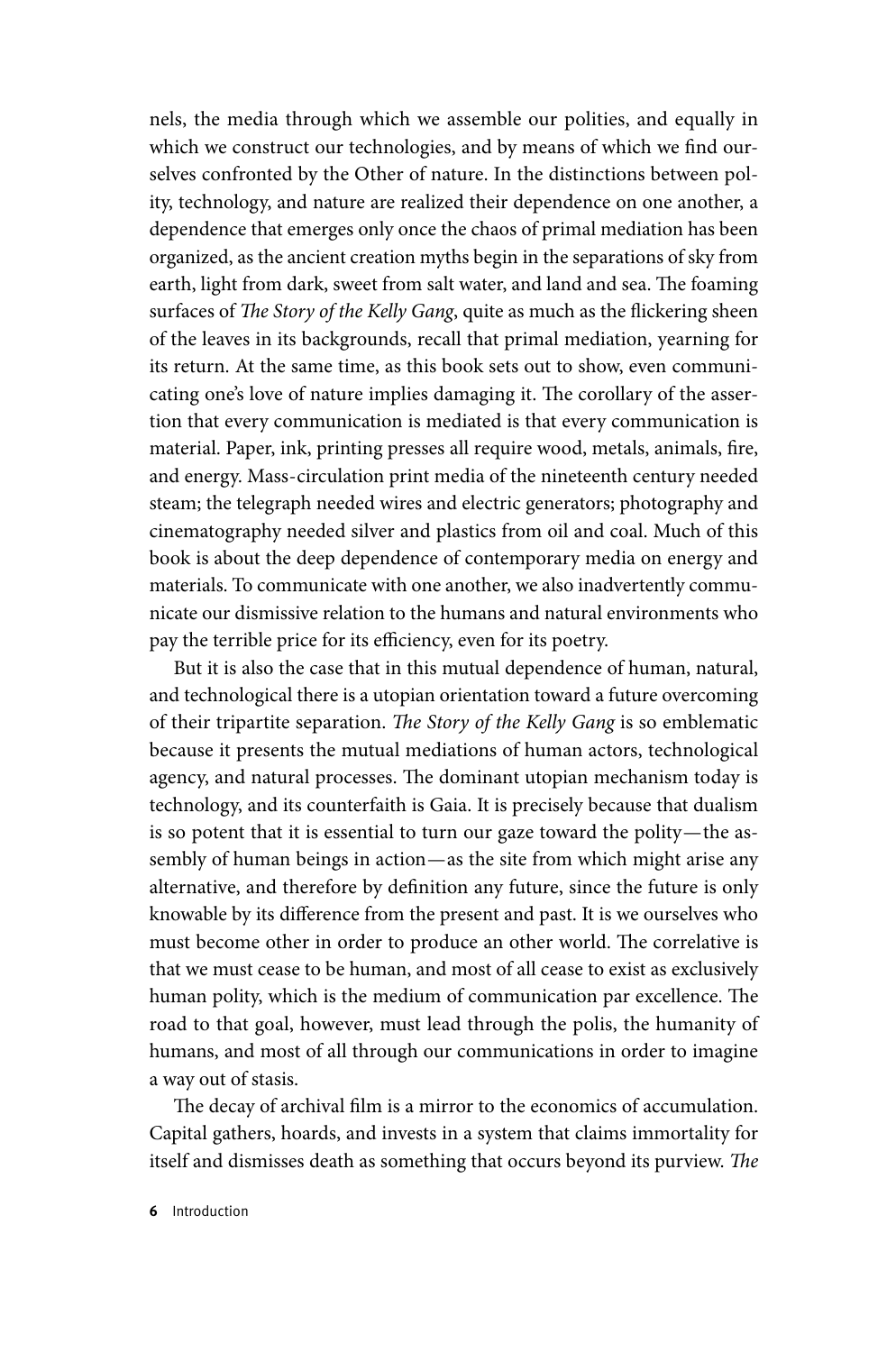nels, the media through which we assemble our polities, and equally in which we construct our technologies, and by means of which we find ourselves confronted by the Other of nature. In the distinctions between polity, technology, and nature are realized their dependence on one another, a dependence that emerges only once the chaos of primal mediation has been organized, as the ancient creation myths begin in the separations of sky from earth, light from dark, sweet from salt water, and land and sea. The foaming surfaces of *The Story of the Kelly Gang*, quite as much as the flickering sheen of the leaves in its backgrounds, recall that primal mediation, yearning for its return. At the same time, as this book sets out to show, even communicating one's love of nature implies damaging it. The corollary of the assertion that every communication is mediated is that every communication is material. Paper, ink, printing presses all require wood, metals, animals, fire, and energy. Mass-circulation print media of the nineteenth century needed steam; the telegraph needed wires and electric generators; photography and cinematography needed silver and plastics from oil and coal. Much of this book is about the deep dependence of contemporary media on energy and materials. To communicate with one another, we also inadvertently communicate our dismissive relation to the humans and natural environments who pay the terrible price for its efficiency, even for its poetry.

But it is also the case that in this mutual dependence of human, natural, and technological there is a utopian orientation toward a future overcoming of their tripartite separation. *The Story of the Kelly Gang* is so emblematic because it presents the mutual mediations of human actors, technological agency, and natural processes. The dominant utopian mechanism today is technology, and its counterfaith is Gaia. It is precisely because that dualism is so potent that it is essential to turn our gaze toward the polity—the assembly of human beings in action—as the site from which might arise any alternative, and therefore by definition any future, since the future is only knowable by its difference from the present and past. It is we ourselves who must become other in order to produce an other world. The correlative is that we must cease to be human, and most of all cease to exist as exclusively human polity, which is the medium of communication par excellence. The road to that goal, however, must lead through the polis, the humanity of humans, and most of all through our communications in order to imagine a way out of stasis.

The decay of archival film is a mirror to the economics of accumulation. Capital gathers, hoards, and invests in a system that claims immortality for itself and dismisses death as something that occurs beyond its purview. *The*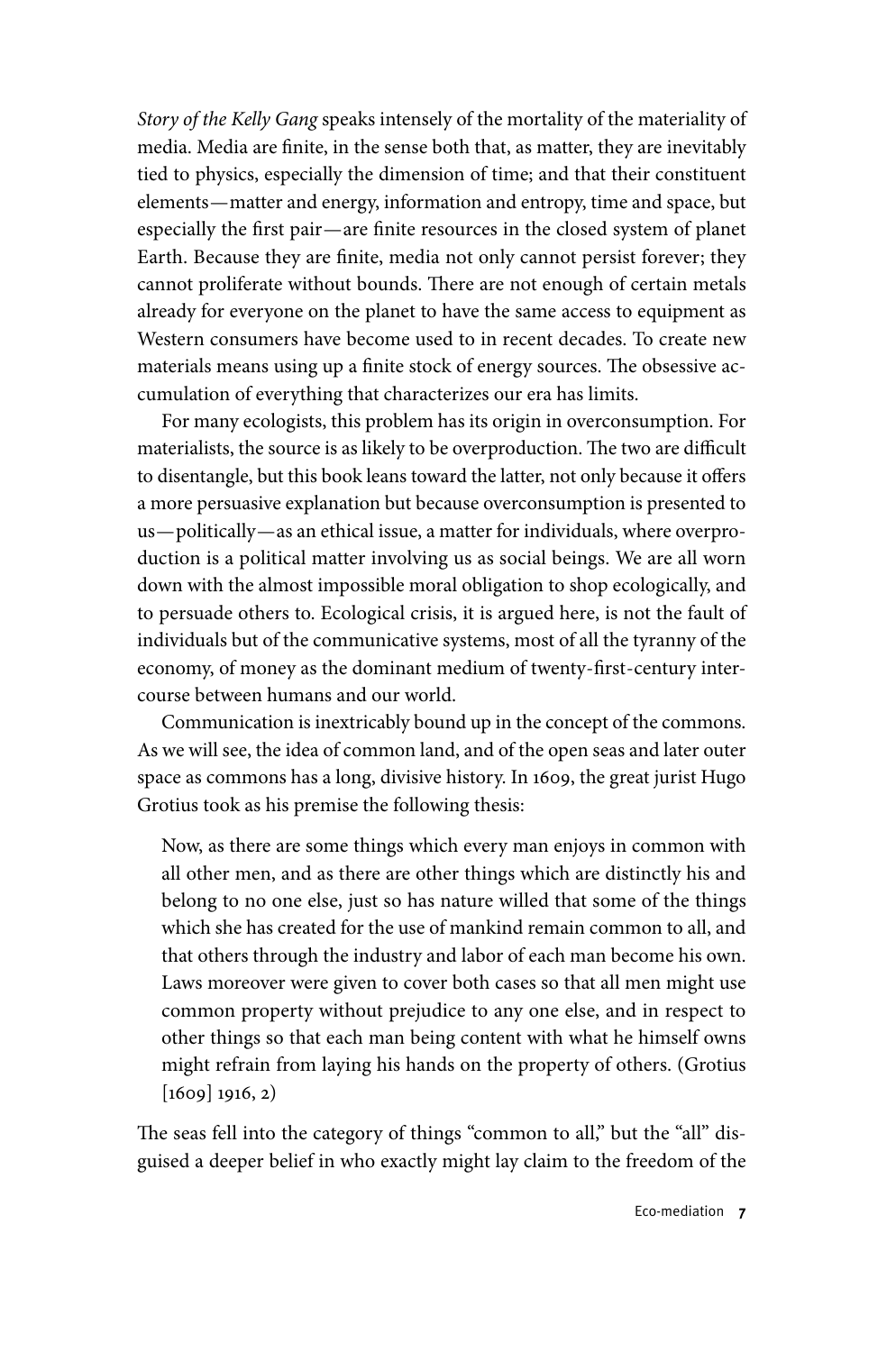*Story of the Kelly Gang* speaks intensely of the mortality of the materiality of media. Media are finite, in the sense both that, as matter, they are inevitably tied to physics, especially the dimension of time; and that their constituent elements—matter and energy, information and entropy, time and space, but especially the first pair—are finite resources in the closed system of planet Earth. Because they are finite, media not only cannot persist forever; they cannot proliferate without bounds. There are not enough of certain metals already for everyone on the planet to have the same access to equipment as Western consumers have become used to in recent decades. To create new materials means using up a finite stock of energy sources. The obsessive accumulation of everything that characterizes our era has limits.

For many ecologists, this problem has its origin in overconsumption. For materialists, the source is as likely to be overproduction. The two are difficult to disentangle, but this book leans toward the latter, not only because it offers a more persuasive explanation but because overconsumption is presented to us—politically—as an ethical issue, a matter for individuals, where overproduction is a political matter involving us as social beings. We are all worn down with the almost impossible moral obligation to shop ecologically, and to persuade others to. Ecological crisis, it is argued here, is not the fault of individuals but of the communicative systems, most of all the tyranny of the economy, of money as the dominant medium of twenty-first-century intercourse between humans and our world.

Communication is inextricably bound up in the concept of the commons. As we will see, the idea of common land, and of the open seas and later outer space as commons has a long, divisive history. In 1609, the great jurist Hugo Grotius took as his premise the following thesis:

> Now, as there are some things which every man enjoys in common with all other men, and as there are other things which are distinctly his and belong to no one else, just so has nature willed that some of the things which she has created for the use of mankind remain common to all, and that others through the industry and labor of each man become his own. Laws moreover were given to cover both cases so that all men might use common property without prejudice to any one else, and in respect to other things so that each man being content with what he himself owns might refrain from laying his hands on the property of others. (Grotius [1609] 1916, 2)

The seas fell into the category of things "common to all," but the "all" disguised a deeper belief in who exactly might lay claim to the freedom of the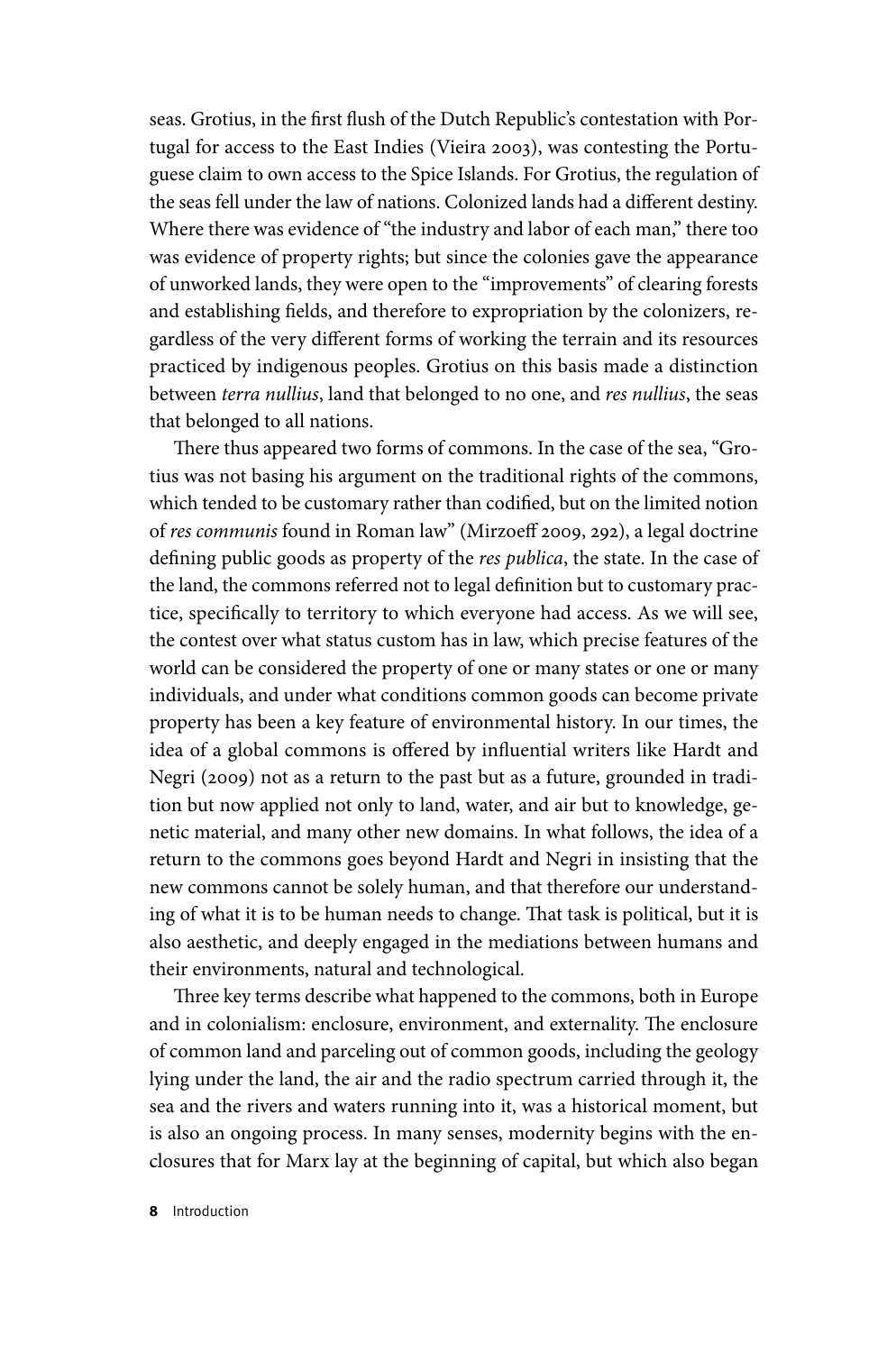seas. Grotius, in the first flush of the Dutch Republic's contestation with Portugal for access to the East Indies (Vieira 2003), was contesting the Portuguese claim to own access to the Spice Islands. For Grotius, the regulation of the seas fell under the law of nations. Colonized lands had a different destiny. Where there was evidence of "the industry and labor of each man," there too was evidence of property rights; but since the colonies gave the appearance of unworked lands, they were open to the "improvements" of clearing forests and establishing fields, and therefore to expropriation by the colonizers, regardless of the very different forms of working the terrain and its resources practiced by indigenous peoples. Grotius on this basis made a distinction between *terra nullius*, land that belonged to no one, and *res nullius*, the seas that belonged to all nations.

There thus appeared two forms of commons. In the case of the sea, "Grotius was not basing his argument on the traditional rights of the commons, which tended to be customary rather than codified, but on the limited notion of *res communis* found in Roman law" (Mirzoeff 2009, 292), a legal doctrine defining public goods as property of the *res publica*, the state. In the case of the land, the commons referred not to legal definition but to customary practice, specifically to territory to which everyone had access. As we will see, the contest over what status custom has in law, which precise features of the world can be considered the property of one or many states or one or many individuals, and under what conditions common goods can become private property has been a key feature of environmental history. In our times, the idea of a global commons is offered by influential writers like Hardt and Negri (2009) not as a return to the past but as a future, grounded in tradition but now applied not only to land, water, and air but to knowledge, genetic material, and many other new domains. In what follows, the idea of a return to the commons goes beyond Hardt and Negri in insisting that the new commons cannot be solely human, and that therefore our understanding of what it is to be human needs to change. That task is political, but it is also aesthetic, and deeply engaged in the mediations between humans and their environments, natural and technological.

Three key terms describe what happened to the commons, both in Europe and in colonialism: enclosure, environment, and externality. The enclosure of common land and parceling out of common goods, including the geology lying under the land, the air and the radio spectrum carried through it, the sea and the rivers and waters running into it, was a historical moment, but is also an ongoing process. In many senses, modernity begins with the enclosures that for Marx lay at the beginning of capital, but which also began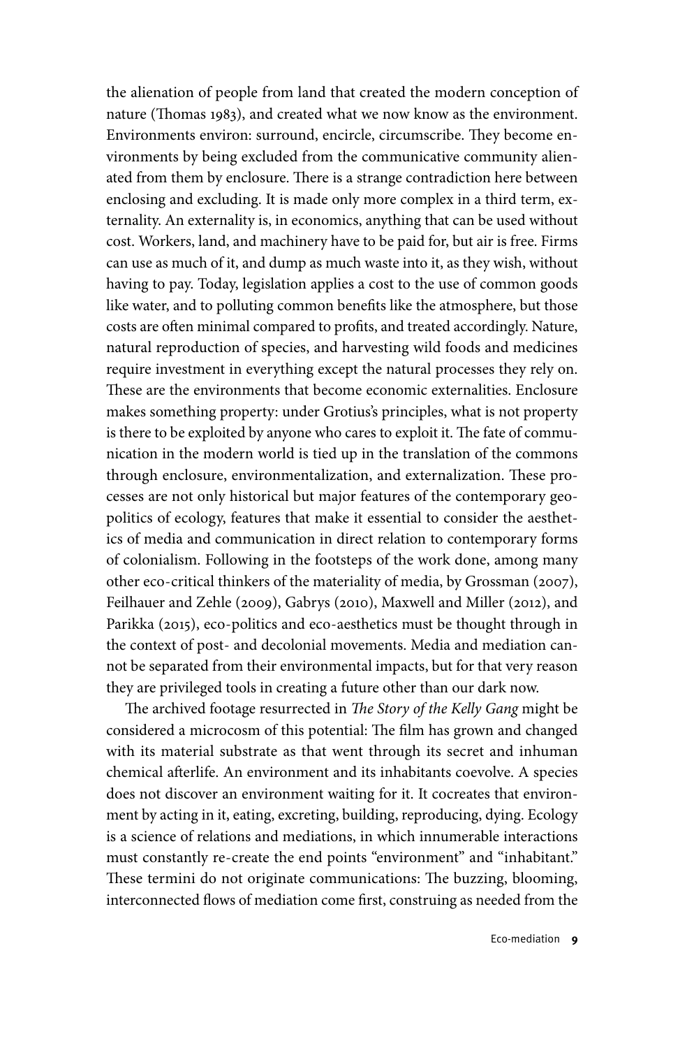the alienation of people from land that created the modern conception of nature (Thomas 1983), and created what we now know as the environment. Environments environ: surround, encircle, circumscribe. They become environments by being excluded from the communicative community alienated from them by enclosure. There is a strange contradiction here between enclosing and excluding. It is made only more complex in a third term, externality. An externality is, in economics, anything that can be used without cost. Workers, land, and machinery have to be paid for, but air is free. Firms can use as much of it, and dump as much waste into it, as they wish, without having to pay. Today, legislation applies a cost to the use of common goods like water, and to polluting common benefits like the atmosphere, but those costs are often minimal compared to profits, and treated accordingly. Nature, natural reproduction of species, and harvesting wild foods and medicines require investment in everything except the natural processes they rely on. These are the environments that become economic externalities. Enclosure makes something property: under Grotius's principles, what is not property is there to be exploited by anyone who cares to exploit it. The fate of communication in the modern world is tied up in the translation of the commons through enclosure, environmentalization, and externalization. These processes are not only historical but major features of the contemporary geopolitics of ecology, features that make it essential to consider the aesthetics of media and communication in direct relation to contemporary forms of colonialism. Following in the footsteps of the work done, among many other eco-critical thinkers of the materiality of media, by Grossman (2007), Feilhauer and Zehle (2009), Gabrys (2010), Maxwell and Miller (2012), and Parikka (2015), eco-politics and eco-aesthetics must be thought through in the context of post- and decolonial movements. Media and mediation cannot be separated from their environmental impacts, but for that very reason they are privileged tools in creating a future other than our dark now.

The archived footage resurrected in *The Story of the Kelly Gang* might be considered a microcosm of this potential: The film has grown and changed with its material substrate as that went through its secret and inhuman chemical afterlife. An environment and its inhabitants coevolve. A species does not discover an environment waiting for it. It cocreates that environment by acting in it, eating, excreting, building, reproducing, dying. Ecology is a science of relations and mediations, in which innumerable interactions must constantly re-create the end points "environment" and "inhabitant." These termini do not originate communications: The buzzing, blooming, interconnected flows of mediation come first, construing as needed from the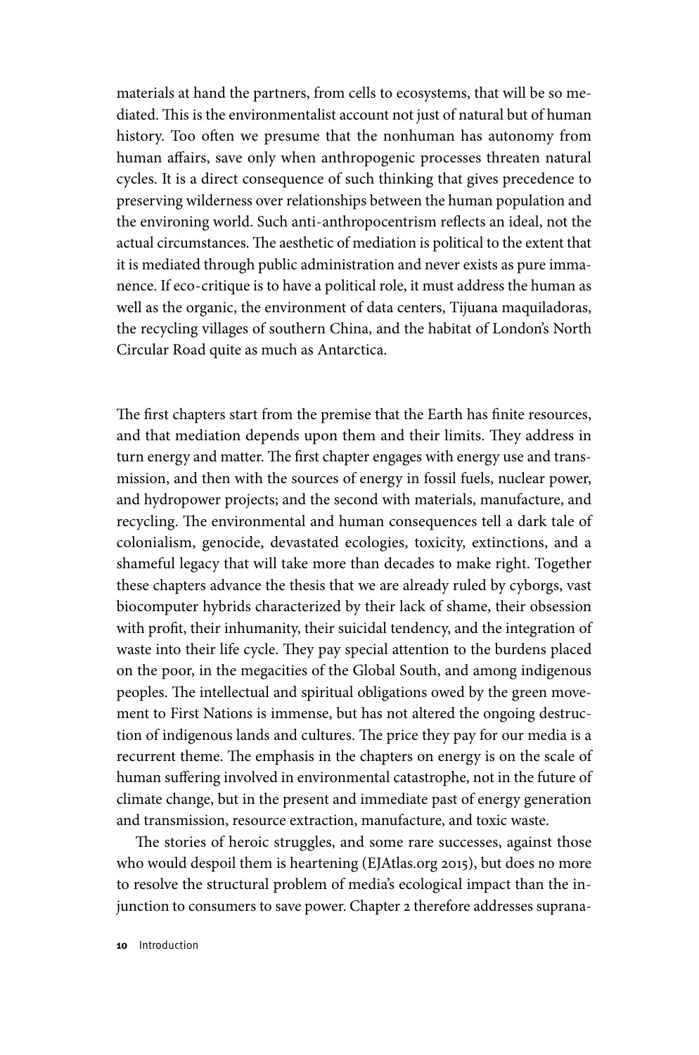materials at hand the partners, from cells to ecosystems, that will be so mediated. This is the environmentalist account not just of natural but of human history. Too often we presume that the nonhuman has autonomy from human affairs, save only when anthropogenic processes threaten natural cycles. It is a direct consequence of such thinking that gives precedence to preserving wilderness over relationships between the human population and the environing world. Such anti-anthropocentrism reflects an ideal, not the actual circumstances. The aesthetic of mediation is political to the extent that it is mediated through public administration and never exists as pure immanence. If eco-critique is to have a political role, it must address the human as well as the organic, the environment of data centers, Tijuana maquiladoras, the recycling villages of southern China, and the habitat of London's North Circular Road quite as much as Antarctica.

The first chapters start from the premise that the Earth has finite resources, and that mediation depends upon them and their limits. They address in turn energy and matter. The first chapter engages with energy use and transmission, and then with the sources of energy in fossil fuels, nuclear power, and hydropower projects; and the second with materials, manufacture, and recycling. The environmental and human consequences tell a dark tale of colonialism, genocide, devastated ecologies, toxicity, extinctions, and a shameful legacy that will take more than decades to make right. Together these chapters advance the thesis that we are already ruled by cyborgs, vast biocomputer hybrids characterized by their lack of shame, their obsession with profit, their inhumanity, their suicidal tendency, and the integration of waste into their life cycle. They pay special attention to the burdens placed on the poor, in the megacities of the Global South, and among indigenous peoples. The intellectual and spiritual obligations owed by the green movement to First Nations is immense, but has not altered the ongoing destruction of indigenous lands and cultures. The price they pay for our media is a recurrent theme. The emphasis in the chapters on energy is on the scale of human suffering involved in environmental catastrophe, not in the future of climate change, but in the present and immediate past of energy generation and transmission, resource extraction, manufacture, and toxic waste.

The stories of heroic struggles, and some rare successes, against those who would despoil them is heartening (EJAtlas.org 2015), but does no more to resolve the structural problem of media's ecological impact than the injunction to consumers to save power. Chapter 2 therefore addresses suprana-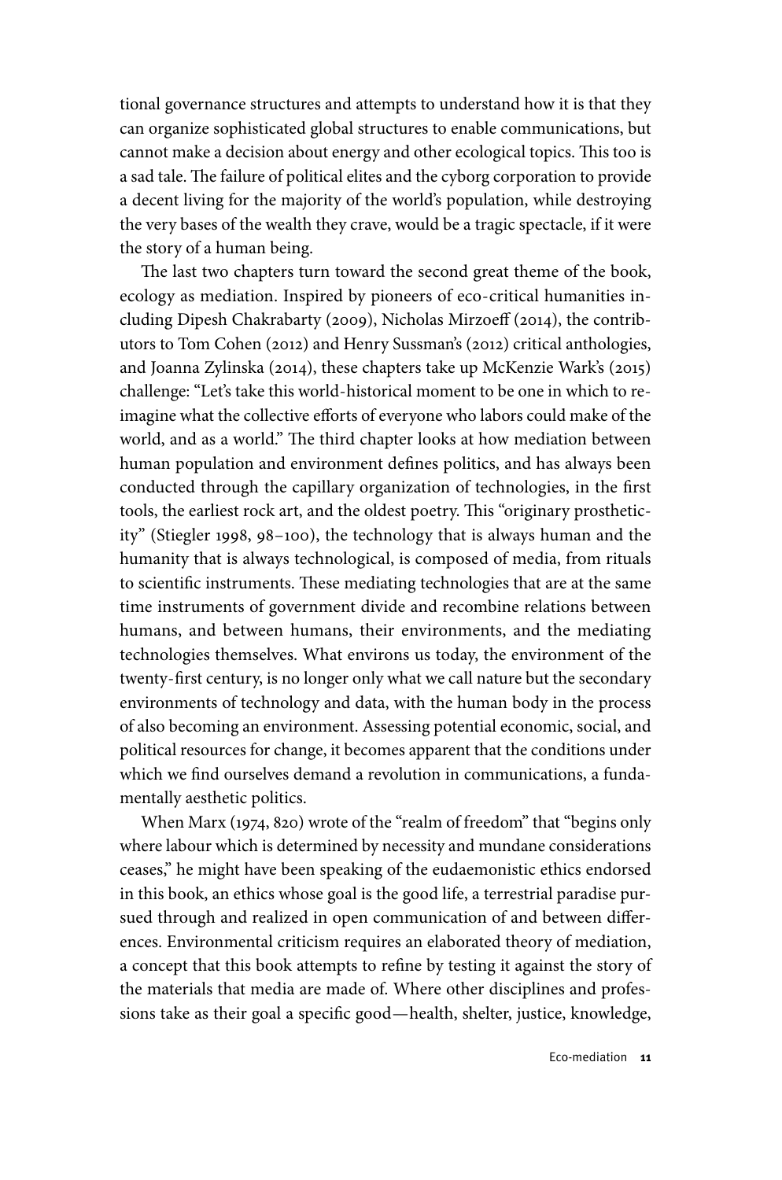tional governance structures and attempts to understand how it is that they can organize sophisticated global structures to enable communications, but cannot make a decision about energy and other ecological topics. This too is a sad tale. The failure of political elites and the cyborg corporation to provide a decent living for the majority of the world's population, while destroying the very bases of the wealth they crave, would be a tragic spectacle, if it were the story of a human being.

The last two chapters turn toward the second great theme of the book, ecology as mediation. Inspired by pioneers of eco-critical humanities including Dipesh Chakrabarty (2009), Nicholas Mirzoeff (2014), the contributors to Tom Cohen (2012) and Henry Sussman's (2012) critical anthologies, and Joanna Zylinska (2014), these chapters take up McKenzie Wark's (2015) challenge: "Let's take this world-historical moment to be one in which to reimagine what the collective efforts of everyone who labors could make of the world, and as a world." The third chapter looks at how mediation between human population and environment defines politics, and has always been conducted through the capillary organization of technologies, in the first tools, the earliest rock art, and the oldest poetry. This "originary prostheticity" (Stiegler 1998, 98–100), the technology that is always human and the humanity that is always technological, is composed of media, from rituals to scientific instruments. These mediating technologies that are at the same time instruments of government divide and recombine relations between humans, and between humans, their environments, and the mediating technologies themselves. What environs us today, the environment of the twenty-first century, is no longer only what we call nature but the secondary environments of technology and data, with the human body in the process of also becoming an environment. Assessing potential economic, social, and political resources for change, it becomes apparent that the conditions under which we find ourselves demand a revolution in communications, a fundamentally aesthetic politics.

When Marx (1974, 820) wrote of the "realm of freedom" that "begins only where labour which is determined by necessity and mundane considerations ceases," he might have been speaking of the eudaemonistic ethics endorsed in this book, an ethics whose goal is the good life, a terrestrial paradise pursued through and realized in open communication of and between differences. Environmental criticism requires an elaborated theory of mediation, a concept that this book attempts to refine by testing it against the story of the materials that media are made of. Where other disciplines and professions take as their goal a specific good—health, shelter, justice, knowledge,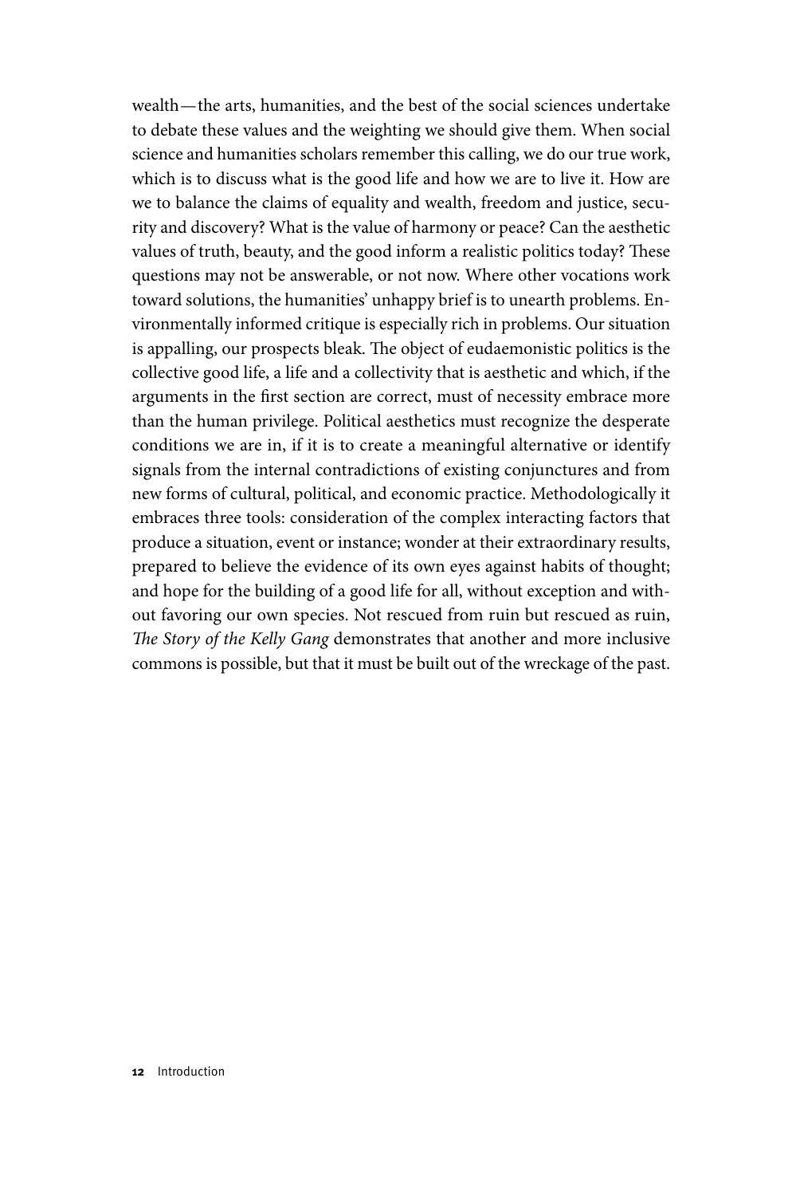wealth—the arts, humanities, and the best of the social sciences undertake to debate these values and the weighting we should give them. When social science and humanities scholars remember this calling, we do our true work, which is to discuss what is the good life and how we are to live it. How are we to balance the claims of equality and wealth, freedom and justice, security and discovery? What is the value of harmony or peace? Can the aesthetic values of truth, beauty, and the good inform a realistic politics today? These questions may not be answerable, or not now. Where other vocations work toward solutions, the humanities' unhappy brief is to unearth problems. Environmentally informed critique is especially rich in problems. Our situation is appalling, our prospects bleak. The object of eudaemonistic politics is the collective good life, a life and a collectivity that is aesthetic and which, if the arguments in the first section are correct, must of necessity embrace more than the human privilege. Political aesthetics must recognize the desperate conditions we are in, if it is to create a meaningful alternative or identify signals from the internal contradictions of existing conjunctures and from new forms of cultural, political, and economic practice. Methodologically it embraces three tools: consideration of the complex interacting factors that produce a situation, event or instance; wonder at their extraordinary results, prepared to believe the evidence of its own eyes against habits of thought; and hope for the building of a good life for all, without exception and without favoring our own species. Not rescued from ruin but rescued as ruin, *The Story of the Kelly Gang* demonstrates that another and more inclusive commons is possible, but that it must be built out of the wreckage of the past.